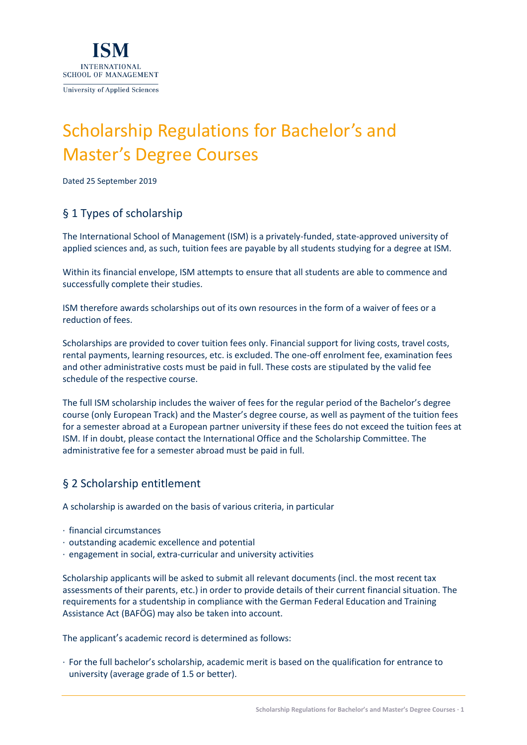ISM
INTERNATIONAL
SCHOOL OF MANAGEMENT
University of Applied Sciences

# Scholarship Regulations for Bachelor's and Master's Degree Courses

Dated 25 September 2019

## § 1 Types of scholarship

The International School of Management (ISM) is a privately-funded, state-approved university of applied sciences and, as such, tuition fees are payable by all students studying for a degree at ISM.

Within its financial envelope, ISM attempts to ensure that all students are able to commence and successfully complete their studies.

ISM therefore awards scholarships out of its own resources in the form of a waiver of fees or a reduction of fees.

Scholarships are provided to cover tuition fees only. Financial support for living costs, travel costs, rental payments, learning resources, etc. is excluded. The one-off enrolment fee, examination fees and other administrative costs must be paid in full. These costs are stipulated by the valid fee schedule of the respective course.

The full ISM scholarship includes the waiver of fees for the regular period of the Bachelor's degree course (only European Track) and the Master's degree course, as well as payment of the tuition fees for a semester abroad at a European partner university if these fees do not exceed the tuition fees at ISM. If in doubt, please contact the International Office and the Scholarship Committee. The administrative fee for a semester abroad must be paid in full.

## § 2 Scholarship entitlement

A scholarship is awarded on the basis of various criteria, in particular

- financial circumstances
- outstanding academic excellence and potential
- engagement in social, extra-curricular and university activities

Scholarship applicants will be asked to submit all relevant documents (incl. the most recent tax assessments of their parents, etc.) in order to provide details of their current financial situation. The requirements for a studentship in compliance with the German Federal Education and Training Assistance Act (BAFÖG) may also be taken into account.

The applicant's academic record is determined as follows:

- For the full bachelor's scholarship, academic merit is based on the qualification for entrance to university (average grade of 1.5 or better).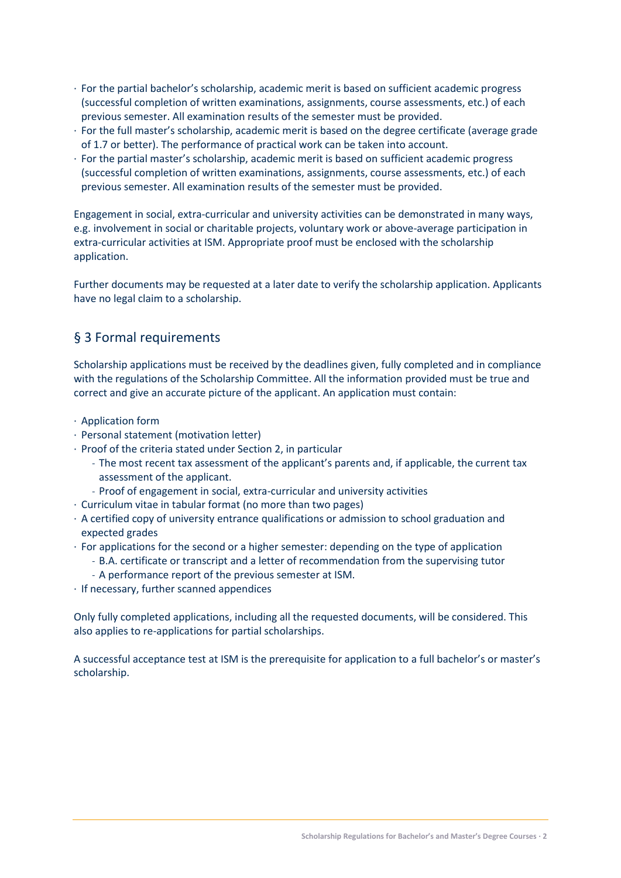- For the partial bachelor's scholarship, academic merit is based on sufficient academic progress (successful completion of written examinations, assignments, course assessments, etc.) of each previous semester. All examination results of the semester must be provided.
- For the full master's scholarship, academic merit is based on the degree certificate (average grade of 1.7 or better). The performance of practical work can be taken into account.
- For the partial master's scholarship, academic merit is based on sufficient academic progress (successful completion of written examinations, assignments, course assessments, etc.) of each previous semester. All examination results of the semester must be provided.

Engagement in social, extra-curricular and university activities can be demonstrated in many ways, e.g. involvement in social or charitable projects, voluntary work or above-average participation in extra-curricular activities at ISM. Appropriate proof must be enclosed with the scholarship application.

Further documents may be requested at a later date to verify the scholarship application. Applicants have no legal claim to a scholarship.

## § 3 Formal requirements

Scholarship applications must be received by the deadlines given, fully completed and in compliance with the regulations of the Scholarship Committee. All the information provided must be true and correct and give an accurate picture of the applicant. An application must contain:

- Application form
- Personal statement (motivation letter)
- Proof of the criteria stated under Section 2, in particular
  - The most recent tax assessment of the applicant's parents and, if applicable, the current tax assessment of the applicant.
  - Proof of engagement in social, extra-curricular and university activities
- Curriculum vitae in tabular format (no more than two pages)
- A certified copy of university entrance qualifications or admission to school graduation and expected grades
- For applications for the second or a higher semester: depending on the type of application
  - B.A. certificate or transcript and a letter of recommendation from the supervising tutor
  - A performance report of the previous semester at ISM.
- If necessary, further scanned appendices

Only fully completed applications, including all the requested documents, will be considered. This also applies to re-applications for partial scholarships.

A successful acceptance test at ISM is the prerequisite for application to a full bachelor's or master's scholarship.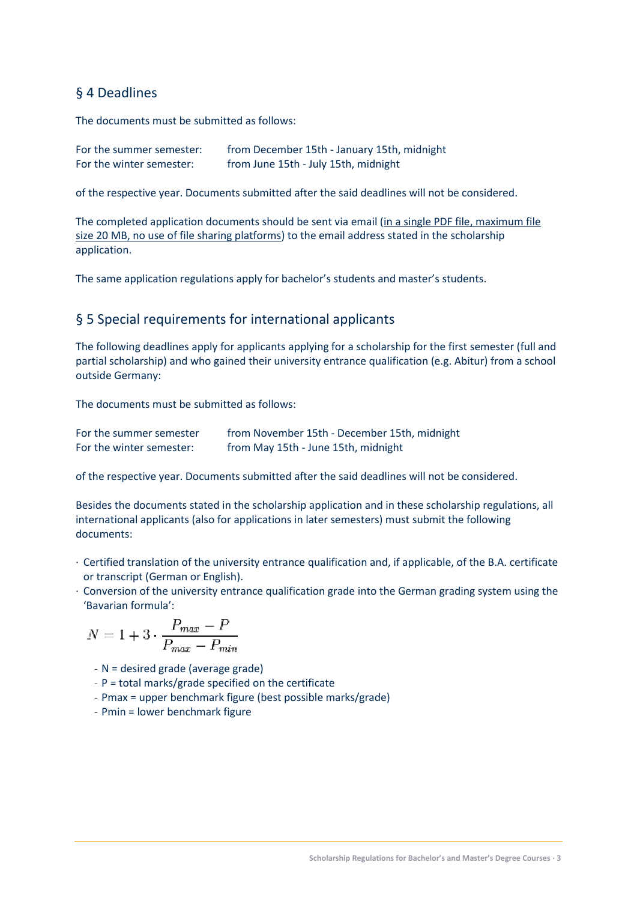## § 4 Deadlines

The documents must be submitted as follows:

For the summer semester: from December 15th - January 15th, midnight
For the winter semester: from June 15th - July 15th, midnight

of the respective year. Documents submitted after the said deadlines will not be considered.

The completed application documents should be sent via email (in a single PDF file, maximum file size 20 MB, no use of file sharing platforms) to the email address stated in the scholarship application.

The same application regulations apply for bachelor's students and master's students.

## § 5 Special requirements for international applicants

The following deadlines apply for applicants applying for a scholarship for the first semester (full and partial scholarship) and who gained their university entrance qualification (e.g. Abitur) from a school outside Germany:

The documents must be submitted as follows:

For the summer semester from November 15th - December 15th, midnight
For the winter semester: from May 15th - June 15th, midnight

of the respective year. Documents submitted after the said deadlines will not be considered.

Besides the documents stated in the scholarship application and in these scholarship regulations, all international applicants (also for applications in later semesters) must submit the following documents:

- Certified translation of the university entrance qualification and, if applicable, of the B.A. certificate or transcript (German or English).
- Conversion of the university entrance qualification grade into the German grading system using the 'Bavarian formula':

$$N = 1 + 3 \cdot \frac{P_{max} - P}{P_{max} - P_{min}}$$

  - N = desired grade (average grade)
  - P = total marks/grade specified on the certificate
  - Pmax = upper benchmark figure (best possible marks/grade)
  - Pmin = lower benchmark figure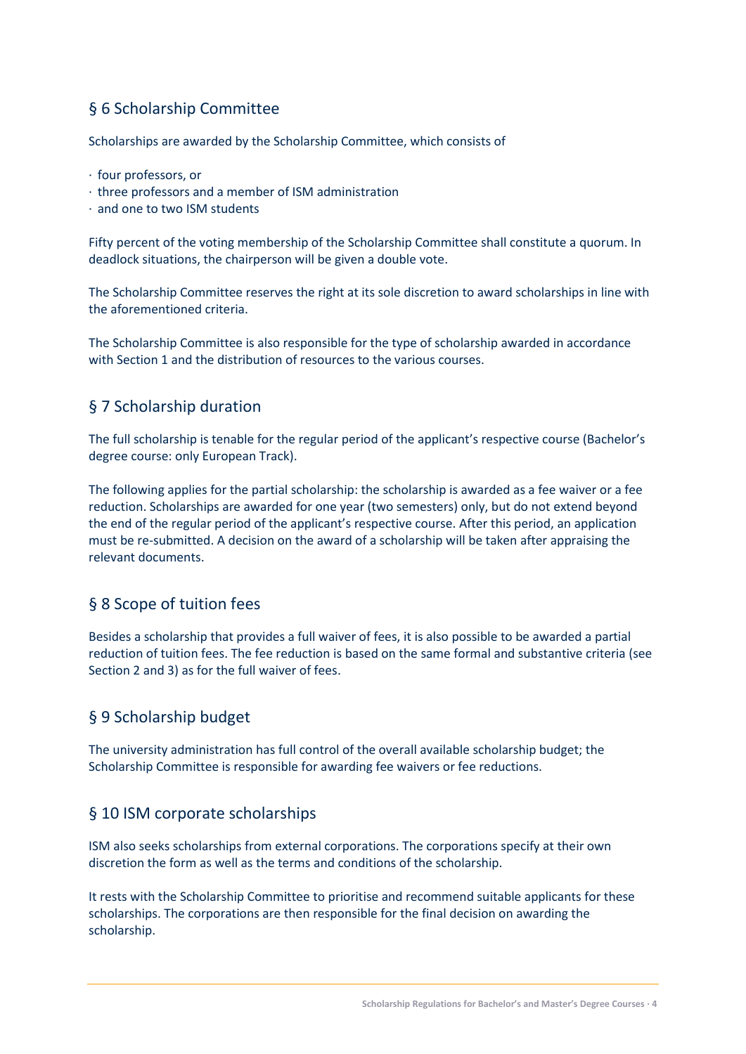## § 6 Scholarship Committee

Scholarships are awarded by the Scholarship Committee, which consists of

- four professors, or
- three professors and a member of ISM administration
- and one to two ISM students

Fifty percent of the voting membership of the Scholarship Committee shall constitute a quorum. In deadlock situations, the chairperson will be given a double vote.

The Scholarship Committee reserves the right at its sole discretion to award scholarships in line with the aforementioned criteria.

The Scholarship Committee is also responsible for the type of scholarship awarded in accordance with Section 1 and the distribution of resources to the various courses.

## § 7 Scholarship duration

The full scholarship is tenable for the regular period of the applicant's respective course (Bachelor's degree course: only European Track).

The following applies for the partial scholarship: the scholarship is awarded as a fee waiver or a fee reduction. Scholarships are awarded for one year (two semesters) only, but do not extend beyond the end of the regular period of the applicant's respective course. After this period, an application must be re-submitted. A decision on the award of a scholarship will be taken after appraising the relevant documents.

## § 8 Scope of tuition fees

Besides a scholarship that provides a full waiver of fees, it is also possible to be awarded a partial reduction of tuition fees. The fee reduction is based on the same formal and substantive criteria (see Section 2 and 3) as for the full waiver of fees.

## § 9 Scholarship budget

The university administration has full control of the overall available scholarship budget; the Scholarship Committee is responsible for awarding fee waivers or fee reductions.

## § 10 ISM corporate scholarships

ISM also seeks scholarships from external corporations. The corporations specify at their own discretion the form as well as the terms and conditions of the scholarship.

It rests with the Scholarship Committee to prioritise and recommend suitable applicants for these scholarships. The corporations are then responsible for the final decision on awarding the scholarship.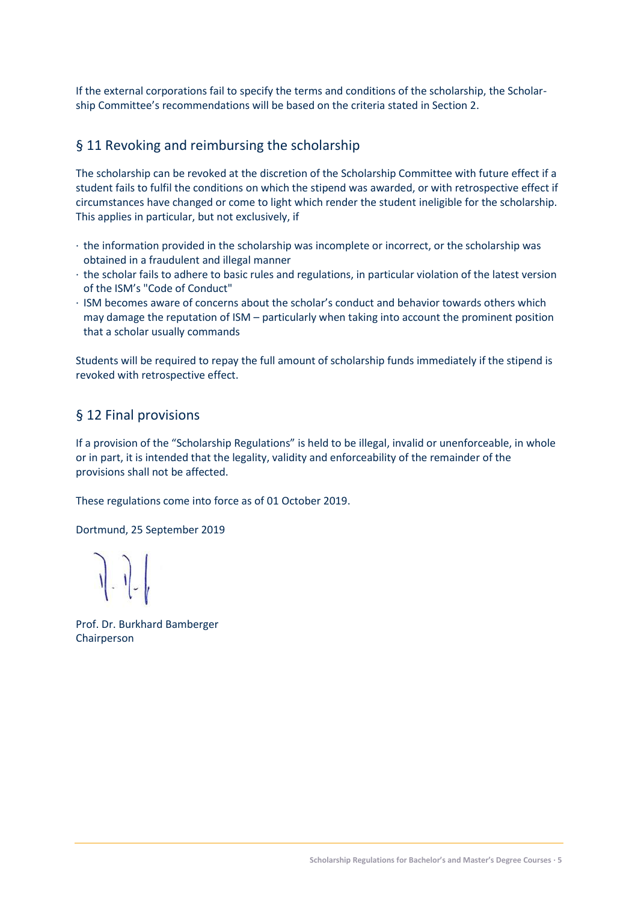If the external corporations fail to specify the terms and conditions of the scholarship, the Scholarship Committee's recommendations will be based on the criteria stated in Section 2.

## § 11 Revoking and reimbursing the scholarship

The scholarship can be revoked at the discretion of the Scholarship Committee with future effect if a student fails to fulfil the conditions on which the stipend was awarded, or with retrospective effect if circumstances have changed or come to light which render the student ineligible for the scholarship. This applies in particular, but not exclusively, if

- the information provided in the scholarship was incomplete or incorrect, or the scholarship was obtained in a fraudulent and illegal manner
- the scholar fails to adhere to basic rules and regulations, in particular violation of the latest version of the ISM's "Code of Conduct"
- ISM becomes aware of concerns about the scholar's conduct and behavior towards others which may damage the reputation of ISM – particularly when taking into account the prominent position that a scholar usually commands

Students will be required to repay the full amount of scholarship funds immediately if the stipend is revoked with retrospective effect.

## § 12 Final provisions

If a provision of the "Scholarship Regulations" is held to be illegal, invalid or unenforceable, in whole or in part, it is intended that the legality, validity and enforceability of the remainder of the provisions shall not be affected.

These regulations come into force as of 01 October 2019.

Dortmund, 25 September 2019

Prof. Dr. Burkhard Bamberger
Chairperson